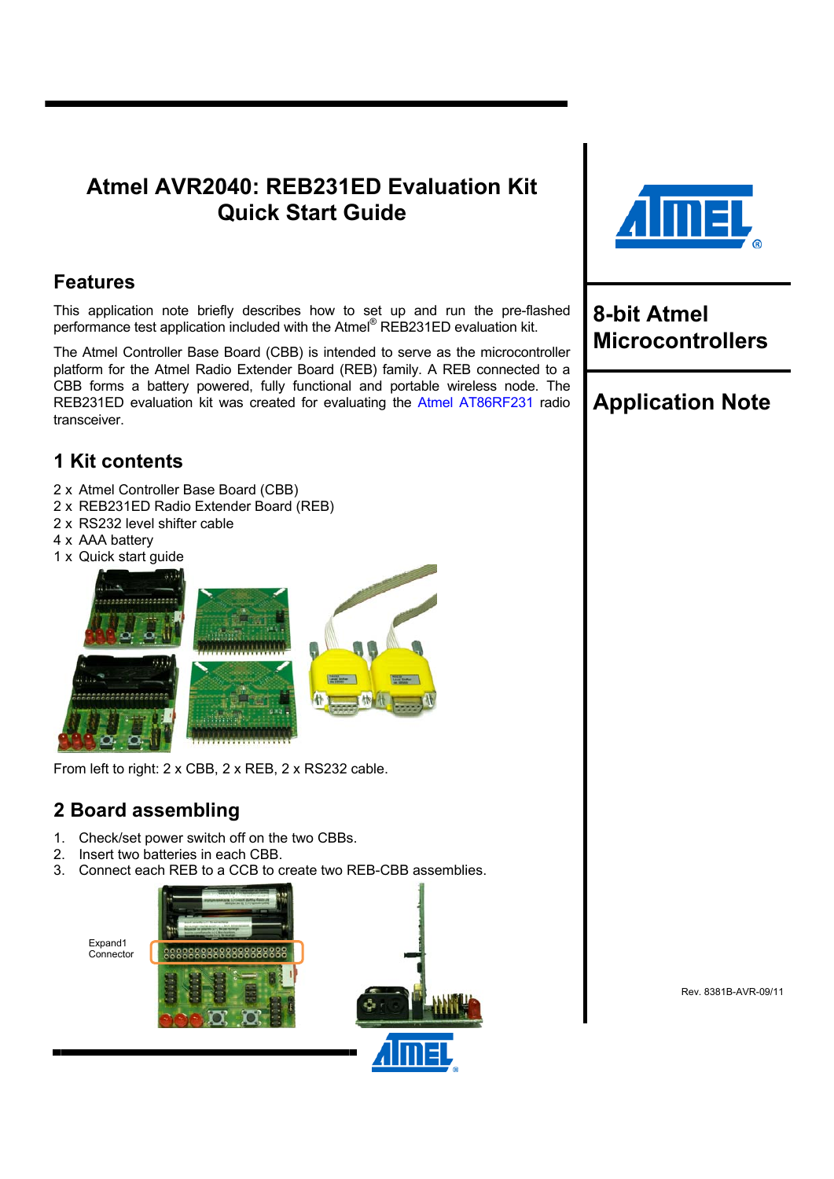# Atmel AVR2040: REB231ED Evaluation Kit Quick Start Guide

**8-bit Atmel Microcontrollers**

**Application Note**

## Features

This application note briefly describes how to set up and run the pre-flashed performance test application included with the Atmel® REB231ED evaluation kit.

The Atmel Controller Base Board (CBB) is intended to serve as the microcontroller platform for the Atmel Radio Extender Board (REB) family. A REB connected to a CBB forms a battery powered, fully functional and portable wireless node. The REB231ED evaluation kit was created for evaluating the Atmel AT86RF231 radio transceiver.

## 1 Kit contents

2 x Atmel Controller Base Board (CBB)
2 x REB231ED Radio Extender Board (REB)
2 x RS232 level shifter cable
4 x AAA battery
1 x Quick start guide

From left to right: 2 x CBB, 2 x REB, 2 x RS232 cable.

## 2 Board assembling

1. Check/set power switch off on the two CBBs.
2. Insert two batteries in each CBB.
3. Connect each REB to a CCB to create two REB-CBB assemblies.

Expand1 Connector

Rev. 8381B-AVR-09/11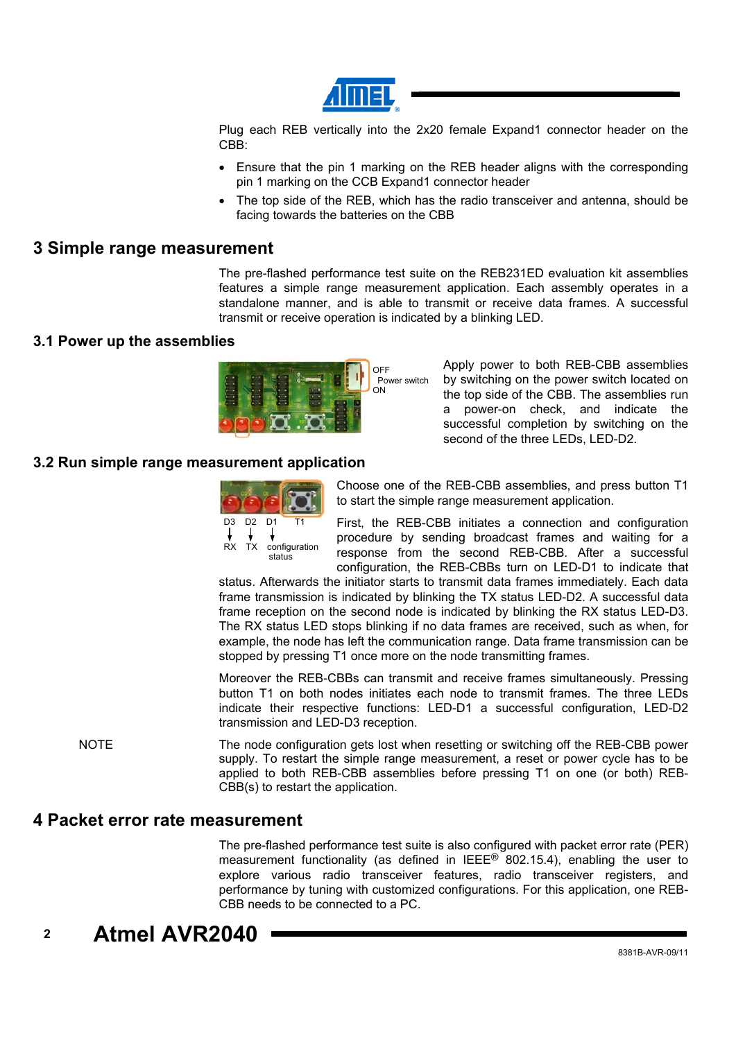Plug each REB vertically into the 2x20 female Expand1 connector header on the CBB:

- Ensure that the pin 1 marking on the REB header aligns with the corresponding pin 1 marking on the CCB Expand1 connector header
- The top side of the REB, which has the radio transceiver and antenna, should be facing towards the batteries on the CBB

# 3 Simple range measurement

The pre-flashed performance test suite on the REB231ED evaluation kit assemblies features a simple range measurement application. Each assembly operates in a standalone manner, and is able to transmit or receive data frames. A successful transmit or receive operation is indicated by a blinking LED.

## 3.1 Power up the assemblies

OFF
Power switch
ON

Apply power to both REB-CBB assemblies by switching on the power switch located on the top side of the CBB. The assemblies run a power-on check, and indicate the successful completion by switching on the second of the three LEDs, LED-D2.

## 3.2 Run simple range measurement application

D3 D2 D1 T1
RX TX configuration status

Choose one of the REB-CBB assemblies, and press button T1 to start the simple range measurement application.

First, the REB-CBB initiates a connection and configuration procedure by sending broadcast frames and waiting for a response from the second REB-CBB. After a successful configuration, the REB-CBBs turn on LED-D1 to indicate that status. Afterwards the initiator starts to transmit data frames immediately. Each data frame transmission is indicated by blinking the TX status LED-D2. A successful data frame reception on the second node is indicated by blinking the RX status LED-D3. The RX status LED stops blinking if no data frames are received, such as when, for example, the node has left the communication range. Data frame transmission can be stopped by pressing T1 once more on the node transmitting frames.

Moreover the REB-CBBs can transmit and receive frames simultaneously. Pressing button T1 on both nodes initiates each node to transmit frames. The three LEDs indicate their respective functions: LED-D1 a successful configuration, LED-D2 transmission and LED-D3 reception.

NOTE The node configuration gets lost when resetting or switching off the REB-CBB power supply. To restart the simple range measurement, a reset or power cycle has to be applied to both REB-CBB assemblies before pressing T1 on one (or both) REB-CBB(s) to restart the application.

# 4 Packet error rate measurement

The pre-flashed performance test suite is also configured with packet error rate (PER) measurement functionality (as defined in IEEE® 802.15.4), enabling the user to explore various radio transceiver features, radio transceiver registers, and performance by tuning with customized configurations. For this application, one REB-CBB needs to be connected to a PC.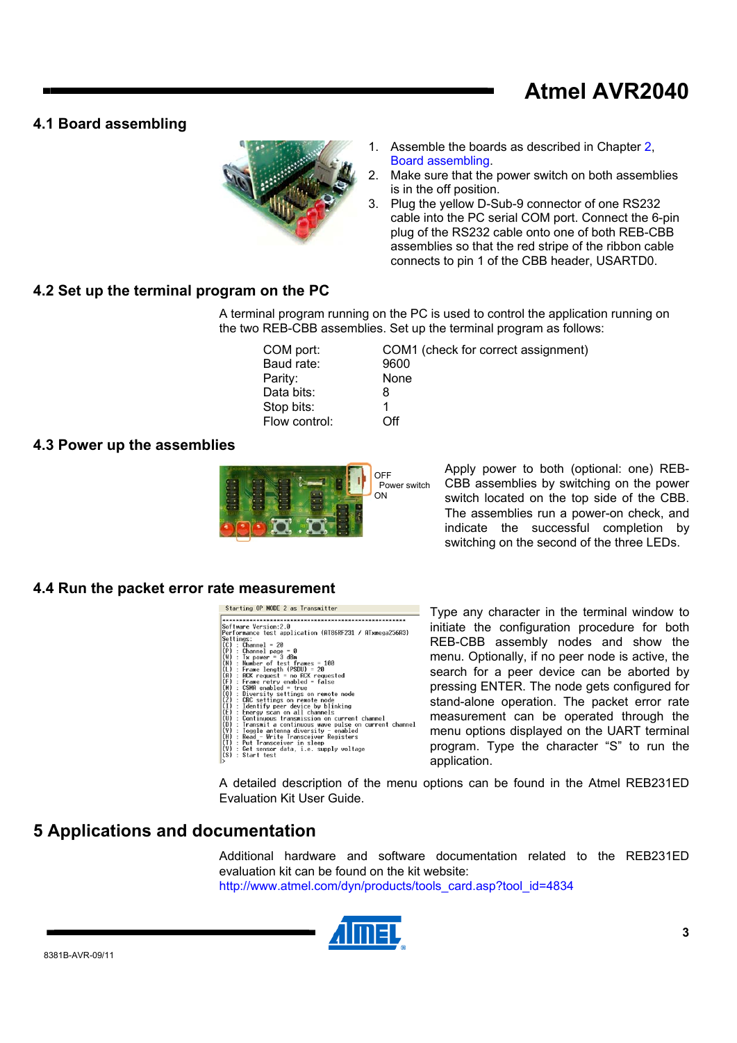## 4.1 Board assembling

1. Assemble the boards as described in Chapter 2, Board assembling.
2. Make sure that the power switch on both assemblies is in the off position.
3. Plug the yellow D-Sub-9 connector of one RS232 cable into the PC serial COM port. Connect the 6-pin plug of the RS232 cable onto one of both REB-CBB assemblies so that the red stripe of the ribbon cable connects to pin 1 of the CBB header, USARTD0.

## 4.2 Set up the terminal program on the PC

A terminal program running on the PC is used to control the application running on the two REB-CBB assemblies. Set up the terminal program as follows:

| | |
|---|---|
| COM port: | COM1 (check for correct assignment) |
| Baud rate: | 9600 |
| Parity: | None |
| Data bits: | 8 |
| Stop bits: | 1 |
| Flow control: | Off |

## 4.3 Power up the assemblies

OFF
Power switch
ON

Apply power to both (optional: one) REB-CBB assemblies by switching on the power switch located on the top side of the CBB. The assemblies run a power-on check, and indicate the successful completion by switching on the second of the three LEDs.

## 4.4 Run the packet error rate measurement

```
Starting OP MODE 2 as Transmitter

--------------------------------------------------------
Software Version:2.0
Performance test application (AT86RF231 / ATxmega256A3)
Settings:
(C) : Channel = 20
(P) : Channel page = 0
(W) : Tx power = 3 dBm
(N) : Number of test frames = 100
(L) : Frame length (PSDU) = 20
(A) : ACK request = no ACK requested
(F) : Frame retry enabled = false
(M) : CSMA enabled = true
(Q) : Diversity settings on remote node
(Z) : CRC settings on remote node
(I) : Identify peer device by blinking
(E) : Energy scan on all channels
(U) : Continuous transmission on current channel
(D) : Transmit a continuous wave pulse on current channel
(Y) : Toggle antenna diversity - enabled
(H) : Read - Write Transceiver Registers
(T) : Put Transceiver in sleep
(V) : Get sensor data, i.e. supply voltage
(S) : Start test
>
```

Type any character in the terminal window to initiate the configuration procedure for both REB-CBB assembly nodes and show the menu. Optionally, if no peer node is active, the search for a peer device can be aborted by pressing ENTER. The node gets configured for stand-alone operation. The packet error rate measurement can be operated through the menu options displayed on the UART terminal program. Type the character "S" to run the application.

A detailed description of the menu options can be found in the Atmel REB231ED Evaluation Kit User Guide.

# 5 Applications and documentation

Additional hardware and software documentation related to the REB231ED evaluation kit can be found on the kit website:
http://www.atmel.com/dyn/products/tools_card.asp?tool_id=4834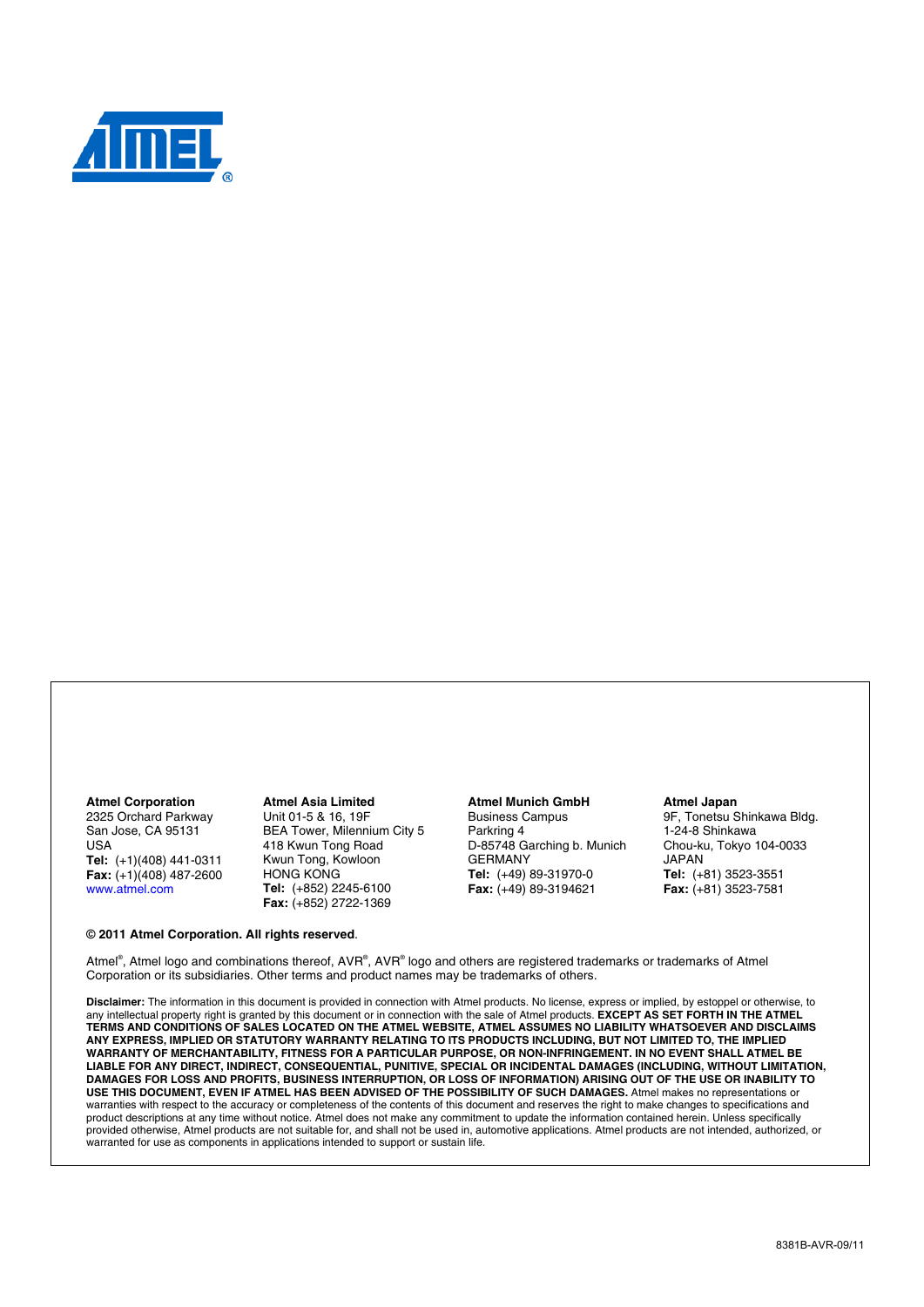**Atmel Corporation**
2325 Orchard Parkway
San Jose, CA 95131
USA
**Tel:** (+1)(408) 441-0311
**Fax:** (+1)(408) 487-2600
www.atmel.com

**Atmel Asia Limited**
Unit 01-5 & 16, 19F
BEA Tower, Millennium City 5
418 Kwun Tong Road
Kwun Tong, Kowloon
HONG KONG
**Tel:** (+852) 2245-6100
**Fax:** (+852) 2722-1369

**Atmel Munich GmbH**
Business Campus
Parkring 4
D-85748 Garching b. Munich
GERMANY
**Tel:** (+49) 89-31970-0
**Fax:** (+49) 89-3194621

**Atmel Japan**
9F, Tonetsu Shinkawa Bldg.
1-24-8 Shinkawa
Chou-ku, Tokyo 104-0033
JAPAN
**Tel:** (+81) 3523-3551
**Fax:** (+81) 3523-7581

**© 2011 Atmel Corporation. All rights reserved**.

Atmel®, Atmel logo and combinations thereof, AVR®, AVR® logo and others are registered trademarks or trademarks of Atmel Corporation or its subsidiaries. Other terms and product names may be trademarks of others.

**Disclaimer:** The information in this document is provided in connection with Atmel products. No license, express or implied, by estoppel or otherwise, to any intellectual property right is granted by this document or in connection with the sale of Atmel products. **EXCEPT AS SET FORTH IN THE ATMEL TERMS AND CONDITIONS OF SALES LOCATED ON THE ATMEL WEBSITE, ATMEL ASSUMES NO LIABILITY WHATSOEVER AND DISCLAIMS ANY EXPRESS, IMPLIED OR STATUTORY WARRANTY RELATING TO ITS PRODUCTS INCLUDING, BUT NOT LIMITED TO, THE IMPLIED WARRANTY OF MERCHANTABILITY, FITNESS FOR A PARTICULAR PURPOSE, OR NON-INFRINGEMENT. IN NO EVENT SHALL ATMEL BE LIABLE FOR ANY DIRECT, INDIRECT, CONSEQUENTIAL, PUNITIVE, SPECIAL OR INCIDENTAL DAMAGES (INCLUDING, WITHOUT LIMITATION, DAMAGES FOR LOSS AND PROFITS, BUSINESS INTERRUPTION, OR LOSS OF INFORMATION) ARISING OUT OF THE USE OR INABILITY TO USE THIS DOCUMENT, EVEN IF ATMEL HAS BEEN ADVISED OF THE POSSIBILITY OF SUCH DAMAGES.** Atmel makes no representations or warranties with respect to the accuracy or completeness of the contents of this document and reserves the right to make changes to specifications and product descriptions at any time without notice. Atmel does not make any commitment to update the information contained herein. Unless specifically provided otherwise, Atmel products are not suitable for, and shall not be used in, automotive applications. Atmel products are not intended, authorized, or warranted for use as components in applications intended to support or sustain life.

8381B-AVR-09/11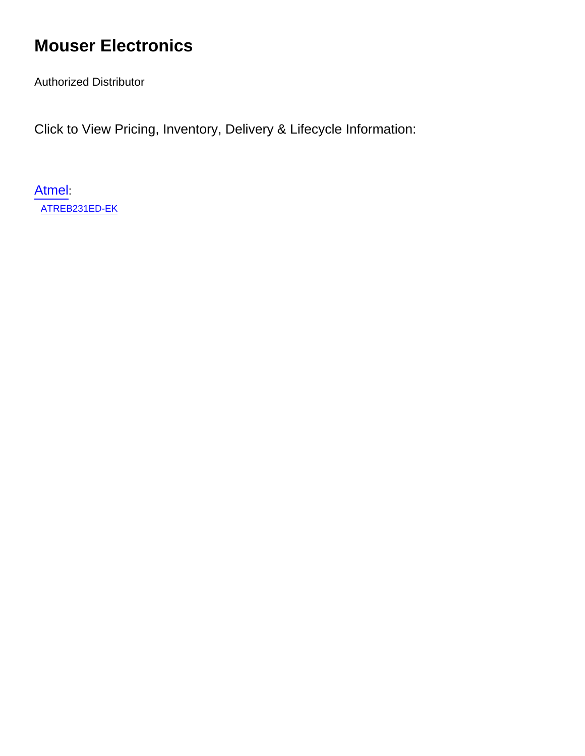# Mouser Electronics

Authorized Distributor

Click to View Pricing, Inventory, Delivery & Lifecycle Information:

Atmel:

ATREB231ED-EK